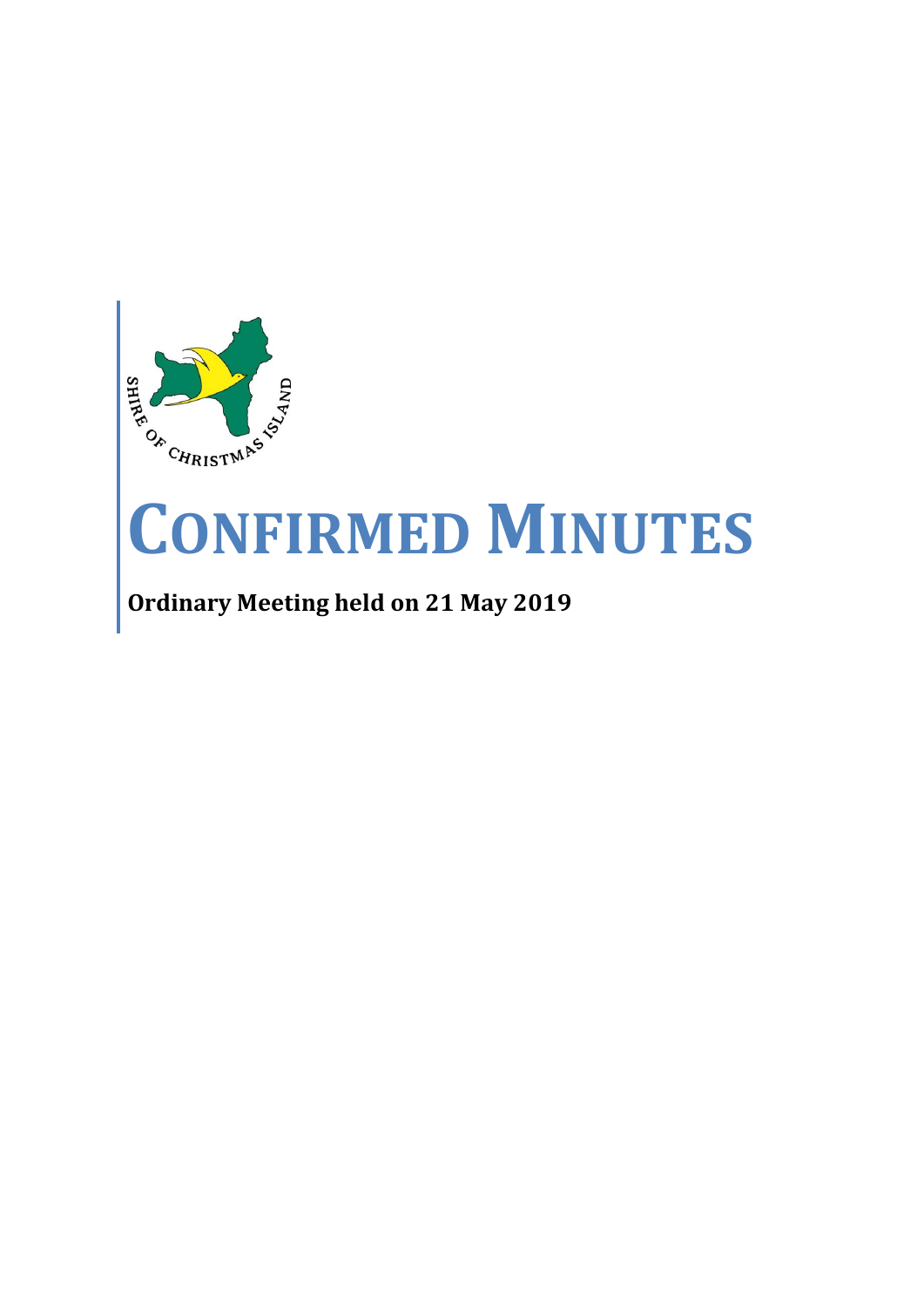SHIRE OF CHRISTMAS ISLAND

# CONFIRMED MINUTES

**Ordinary Meeting held on 21 May 2019**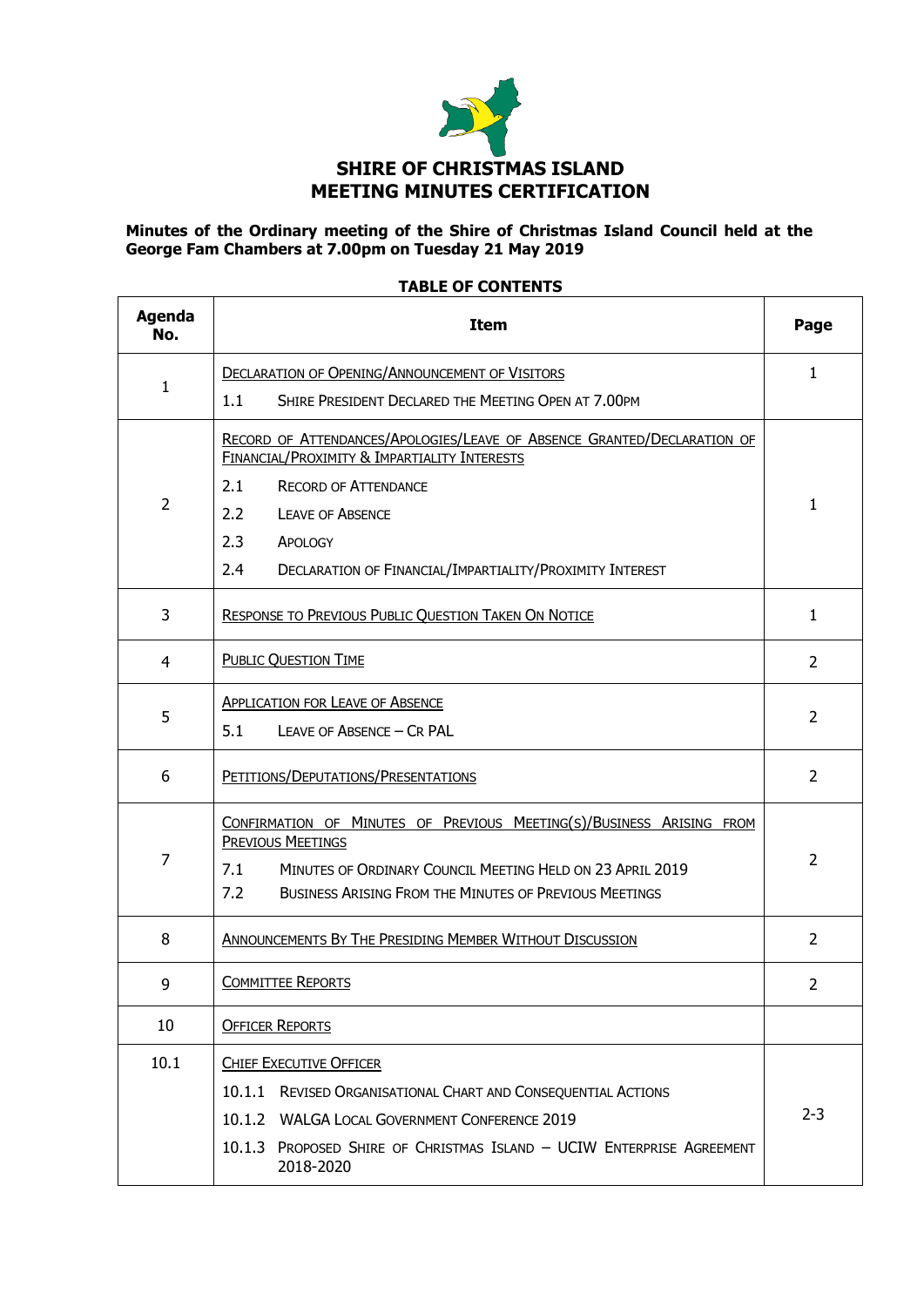# SHIRE OF CHRISTMAS ISLAND
# MEETING MINUTES CERTIFICATION

**Minutes of the Ordinary meeting of the Shire of Christmas Island Council held at the George Fam Chambers at 7.00pm on Tuesday 21 May 2019**

**TABLE OF CONTENTS**

| Agenda No. | Item | Page |
|---|---|---|
| 1 | DECLARATION OF OPENING/ANNOUNCEMENT OF VISITORS<br>1.1 SHIRE PRESIDENT DECLARED THE MEETING OPEN AT 7.00PM | 1 |
| 2 | RECORD OF ATTENDANCES/APOLOGIES/LEAVE OF ABSENCE GRANTED/DECLARATION OF FINANCIAL/PROXIMITY & IMPARTIALITY INTERESTS<br>2.1 RECORD OF ATTENDANCE<br>2.2 LEAVE OF ABSENCE<br>2.3 APOLOGY<br>2.4 DECLARATION OF FINANCIAL/IMPARTIALITY/PROXIMITY INTEREST | 1 |
| 3 | RESPONSE TO PREVIOUS PUBLIC QUESTION TAKEN ON NOTICE | 1 |
| 4 | PUBLIC QUESTION TIME | 2 |
| 5 | APPLICATION FOR LEAVE OF ABSENCE<br>5.1 LEAVE OF ABSENCE – CR PAL | 2 |
| 6 | PETITIONS/DEPUTATIONS/PRESENTATIONS | 2 |
| 7 | CONFIRMATION OF MINUTES OF PREVIOUS MEETING(S)/BUSINESS ARISING FROM PREVIOUS MEETINGS<br>7.1 MINUTES OF ORDINARY COUNCIL MEETING HELD ON 23 APRIL 2019<br>7.2 BUSINESS ARISING FROM THE MINUTES OF PREVIOUS MEETINGS | 2 |
| 8 | ANNOUNCEMENTS BY THE PRESIDING MEMBER WITHOUT DISCUSSION | 2 |
| 9 | COMMITTEE REPORTS | 2 |
| 10 | OFFICER REPORTS | |
| 10.1 | CHIEF EXECUTIVE OFFICER<br>10.1.1 REVISED ORGANISATIONAL CHART AND CONSEQUENTIAL ACTIONS<br>10.1.2 WALGA LOCAL GOVERNMENT CONFERENCE 2019<br>10.1.3 PROPOSED SHIRE OF CHRISTMAS ISLAND – UCIW ENTERPRISE AGREEMENT 2018-2020 | 2-3 |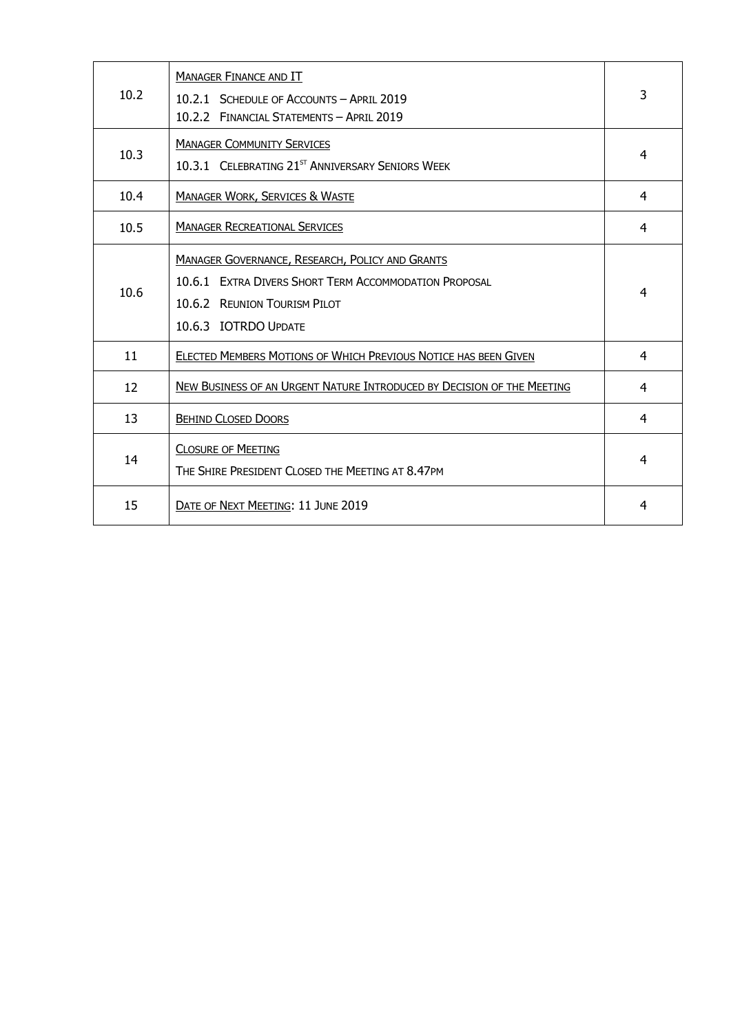| | | |
|---|---|---|
| 10.2 | Manager Finance and IT<br>10.2.1 Schedule of Accounts – April 2019<br>10.2.2 Financial Statements – April 2019 | 3 |
| 10.3 | Manager Community Services<br>10.3.1 Celebrating 21st Anniversary Seniors Week | 4 |
| 10.4 | Manager Work, Services & Waste | 4 |
| 10.5 | Manager Recreational Services | 4 |
| 10.6 | Manager Governance, Research, Policy and Grants<br>10.6.1 Extra Divers Short Term Accommodation Proposal<br>10.6.2 Reunion Tourism Pilot<br>10.6.3 IOTRDO Update | 4 |
| 11 | Elected Members Motions of Which Previous Notice has been Given | 4 |
| 12 | New Business of an Urgent Nature Introduced by Decision of the Meeting | 4 |
| 13 | Behind Closed Doors | 4 |
| 14 | Closure of Meeting<br>The Shire President Closed the Meeting at 8.47pm | 4 |
| 15 | Date of Next Meeting: 11 June 2019 | 4 |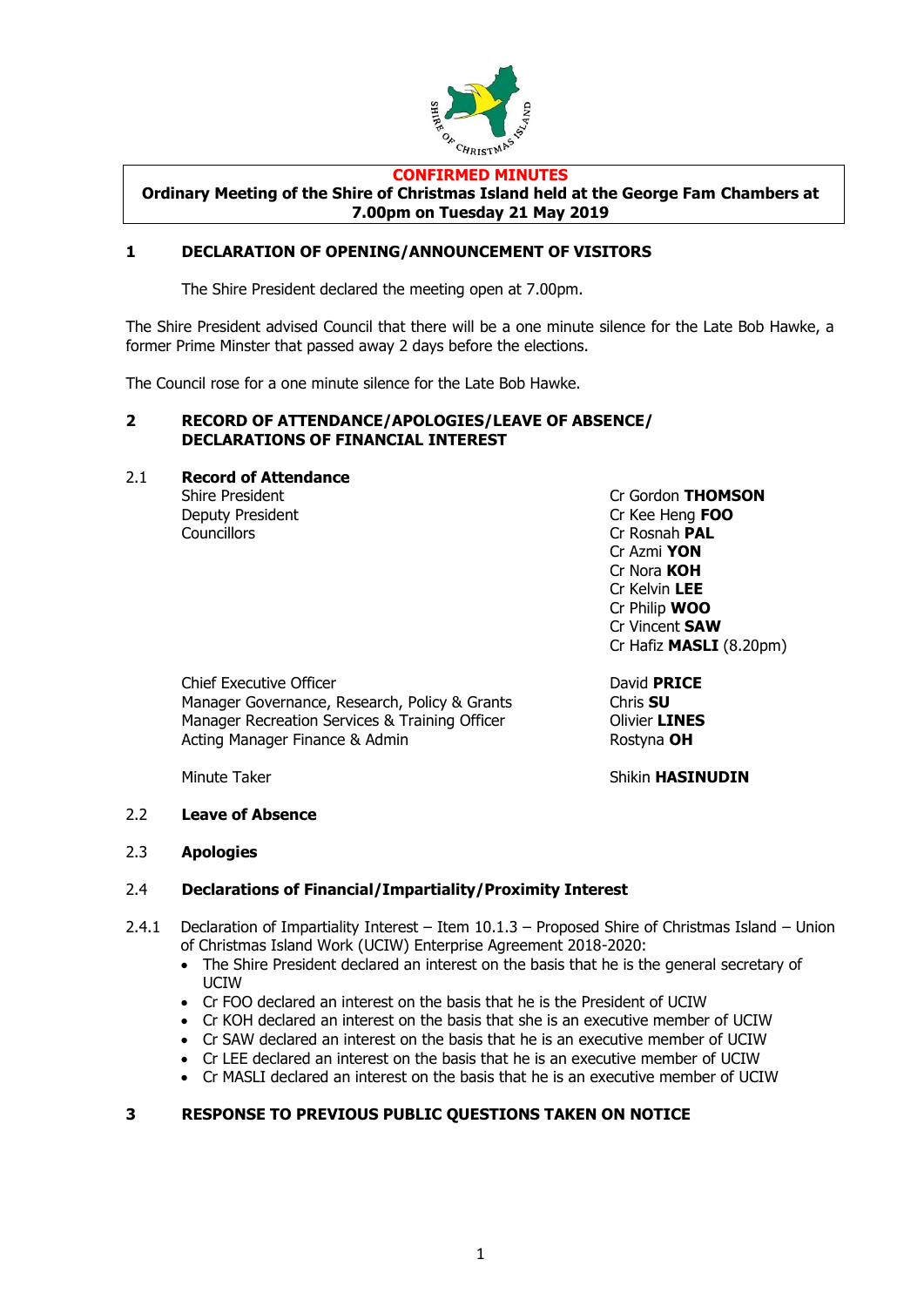**CONFIRMED MINUTES**

**Ordinary Meeting of the Shire of Christmas Island held at the George Fam Chambers at 7.00pm on Tuesday 21 May 2019**

## 1 DECLARATION OF OPENING/ANNOUNCEMENT OF VISITORS

The Shire President declared the meeting open at 7.00pm.

The Shire President advised Council that there will be a one minute silence for the Late Bob Hawke, a former Prime Minster that passed away 2 days before the elections.

The Council rose for a one minute silence for the Late Bob Hawke.

## 2 RECORD OF ATTENDANCE/APOLOGIES/LEAVE OF ABSENCE/ DECLARATIONS OF FINANCIAL INTEREST

### 2.1 Record of Attendance

| | |
|---|---|
| Shire President | Cr Gordon **THOMSON** |
| Deputy President | Cr Kee Heng **FOO** |
| Councillors | Cr Rosnah **PAL** |
| | Cr Azmi **YON** |
| | Cr Nora **KOH** |
| | Cr Kelvin **LEE** |
| | Cr Philip **WOO** |
| | Cr Vincent **SAW** |
| | Cr Hafiz **MASLI** (8.20pm) |
| Chief Executive Officer | David **PRICE** |
| Manager Governance, Research, Policy & Grants | Chris **SU** |
| Manager Recreation Services & Training Officer | Olivier **LINES** |
| Acting Manager Finance & Admin | Rostyna **OH** |
| Minute Taker | Shikin **HASINUDIN** |

### 2.2 Leave of Absence

### 2.3 Apologies

### 2.4 Declarations of Financial/Impartiality/Proximity Interest

2.4.1 Declaration of Impartiality Interest – Item 10.1.3 – Proposed Shire of Christmas Island – Union of Christmas Island Work (UCIW) Enterprise Agreement 2018-2020:

- The Shire President declared an interest on the basis that he is the general secretary of UCIW
- Cr FOO declared an interest on the basis that he is the President of UCIW
- Cr KOH declared an interest on the basis that she is an executive member of UCIW
- Cr SAW declared an interest on the basis that he is an executive member of UCIW
- Cr LEE declared an interest on the basis that he is an executive member of UCIW
- Cr MASLI declared an interest on the basis that he is an executive member of UCIW

## 3 RESPONSE TO PREVIOUS PUBLIC QUESTIONS TAKEN ON NOTICE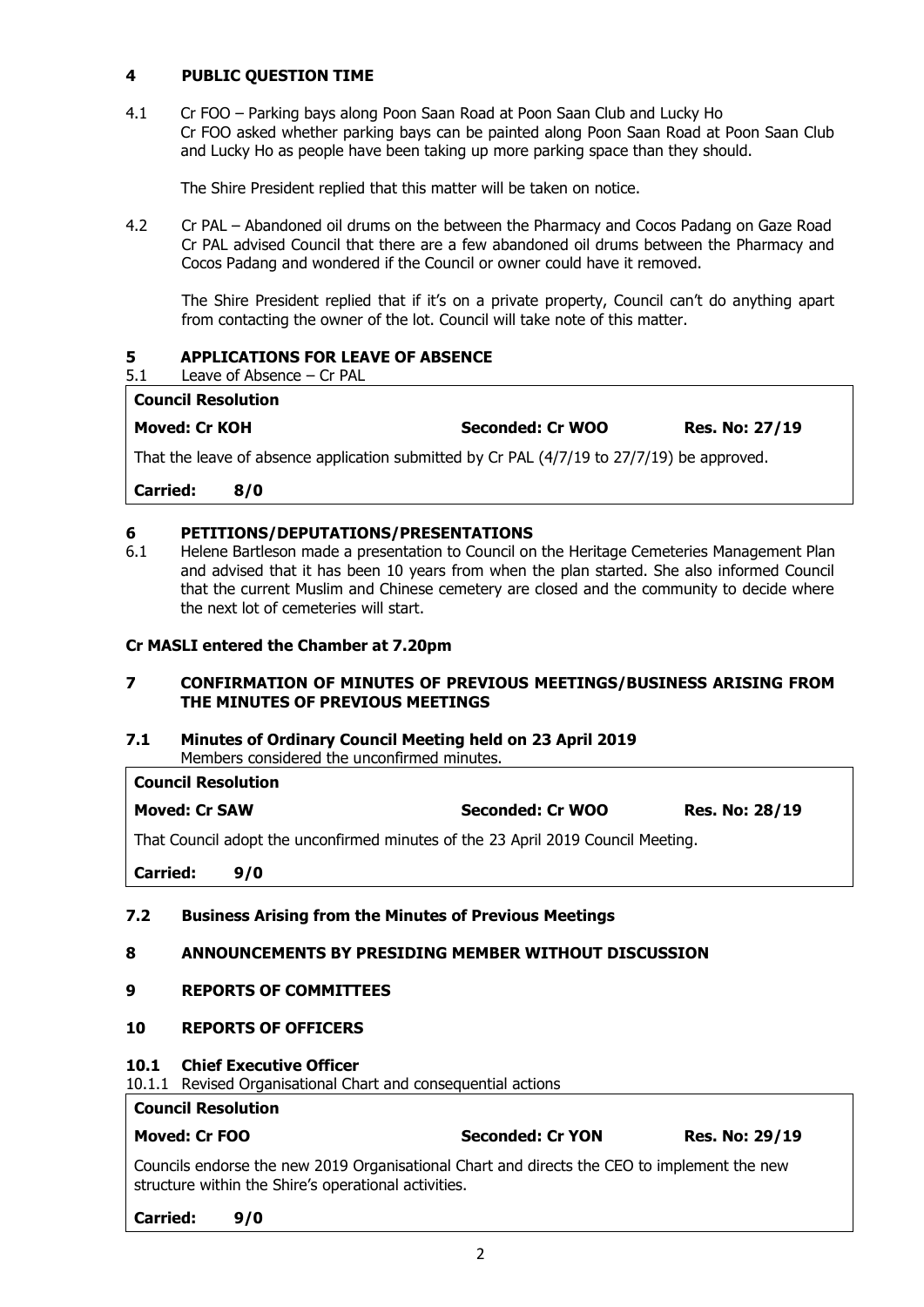## 4 PUBLIC QUESTION TIME

4.1 Cr FOO – Parking bays along Poon Saan Road at Poon Saan Club and Lucky Ho
Cr FOO asked whether parking bays can be painted along Poon Saan Road at Poon Saan Club and Lucky Ho as people have been taking up more parking space than they should.

The Shire President replied that this matter will be taken on notice.

4.2 Cr PAL – Abandoned oil drums on the between the Pharmacy and Cocos Padang on Gaze Road
Cr PAL advised Council that there are a few abandoned oil drums between the Pharmacy and Cocos Padang and wondered if the Council or owner could have it removed.

The Shire President replied that if it's on a private property, Council can't do anything apart from contacting the owner of the lot. Council will take note of this matter.

## 5 APPLICATIONS FOR LEAVE OF ABSENCE

5.1 Leave of Absence – Cr PAL

**Council Resolution**

**Moved: Cr KOH** | **Seconded: Cr WOO** | **Res. No: 27/19**

That the leave of absence application submitted by Cr PAL (4/7/19 to 27/7/19) be approved.

**Carried: 8/0**

## 6 PETITIONS/DEPUTATIONS/PRESENTATIONS

6.1 Helene Bartleson made a presentation to Council on the Heritage Cemeteries Management Plan and advised that it has been 10 years from when the plan started. She also informed Council that the current Muslim and Chinese cemetery are closed and the community to decide where the next lot of cemeteries will start.

**Cr MASLI entered the Chamber at 7.20pm**

## 7 CONFIRMATION OF MINUTES OF PREVIOUS MEETINGS/BUSINESS ARISING FROM THE MINUTES OF PREVIOUS MEETINGS

### 7.1 Minutes of Ordinary Council Meeting held on 23 April 2019

Members considered the unconfirmed minutes.

**Council Resolution**

**Moved: Cr SAW** | **Seconded: Cr WOO** | **Res. No: 28/19**

That Council adopt the unconfirmed minutes of the 23 April 2019 Council Meeting.

**Carried: 9/0**

### 7.2 Business Arising from the Minutes of Previous Meetings

## 8 ANNOUNCEMENTS BY PRESIDING MEMBER WITHOUT DISCUSSION

## 9 REPORTS OF COMMITTEES

## 10 REPORTS OF OFFICERS

### 10.1 Chief Executive Officer

10.1.1 Revised Organisational Chart and consequential actions

**Council Resolution**

**Moved: Cr FOO** | **Seconded: Cr YON** | **Res. No: 29/19**

Councils endorse the new 2019 Organisational Chart and directs the CEO to implement the new structure within the Shire's operational activities.

**Carried: 9/0**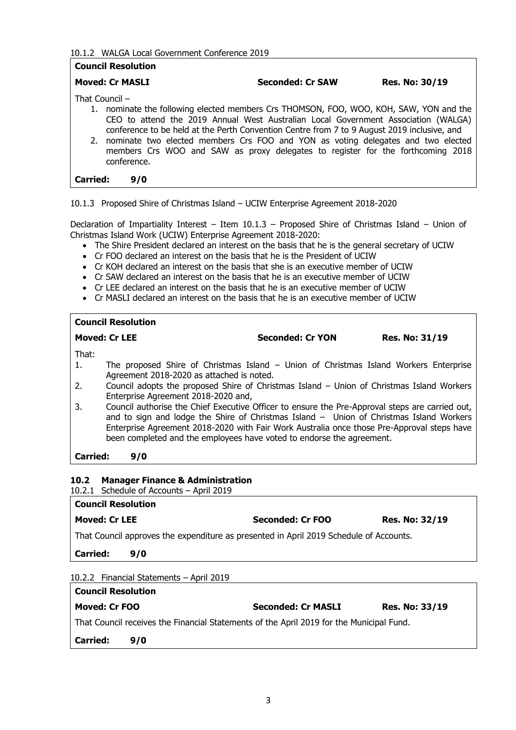10.1.2 WALGA Local Government Conference 2019

**Council Resolution**

**Moved: Cr MASLI** **Seconded: Cr SAW** **Res. No: 30/19**

That Council –

1. nominate the following elected members Crs THOMSON, FOO, WOO, KOH, SAW, YON and the CEO to attend the 2019 Annual West Australian Local Government Association (WALGA) conference to be held at the Perth Convention Centre from 7 to 9 August 2019 inclusive, and
2. nominate two elected members Crs FOO and YON as voting delegates and two elected members Crs WOO and SAW as proxy delegates to register for the forthcoming 2018 conference.

**Carried: 9/0**

10.1.3 Proposed Shire of Christmas Island – UCIW Enterprise Agreement 2018-2020

Declaration of Impartiality Interest – Item 10.1.3 – Proposed Shire of Christmas Island – Union of Christmas Island Work (UCIW) Enterprise Agreement 2018-2020:

- The Shire President declared an interest on the basis that he is the general secretary of UCIW
- Cr FOO declared an interest on the basis that he is the President of UCIW
- Cr KOH declared an interest on the basis that she is an executive member of UCIW
- Cr SAW declared an interest on the basis that he is an executive member of UCIW
- Cr LEE declared an interest on the basis that he is an executive member of UCIW
- Cr MASLI declared an interest on the basis that he is an executive member of UCIW

**Council Resolution**

**Moved: Cr LEE** **Seconded: Cr YON** **Res. No: 31/19**

That:

1. The proposed Shire of Christmas Island – Union of Christmas Island Workers Enterprise Agreement 2018-2020 as attached is noted.
2. Council adopts the proposed Shire of Christmas Island – Union of Christmas Island Workers Enterprise Agreement 2018-2020 and,
3. Council authorise the Chief Executive Officer to ensure the Pre-Approval steps are carried out, and to sign and lodge the Shire of Christmas Island – Union of Christmas Island Workers Enterprise Agreement 2018-2020 with Fair Work Australia once those Pre-Approval steps have been completed and the employees have voted to endorse the agreement.

**Carried: 9/0**

## 10.2 Manager Finance & Administration

10.2.1 Schedule of Accounts – April 2019

**Council Resolution**

**Moved: Cr LEE** **Seconded: Cr FOO** **Res. No: 32/19**

That Council approves the expenditure as presented in April 2019 Schedule of Accounts.

**Carried: 9/0**

10.2.2 Financial Statements – April 2019

**Council Resolution**

**Moved: Cr FOO** **Seconded: Cr MASLI** **Res. No: 33/19**

That Council receives the Financial Statements of the April 2019 for the Municipal Fund.

**Carried: 9/0**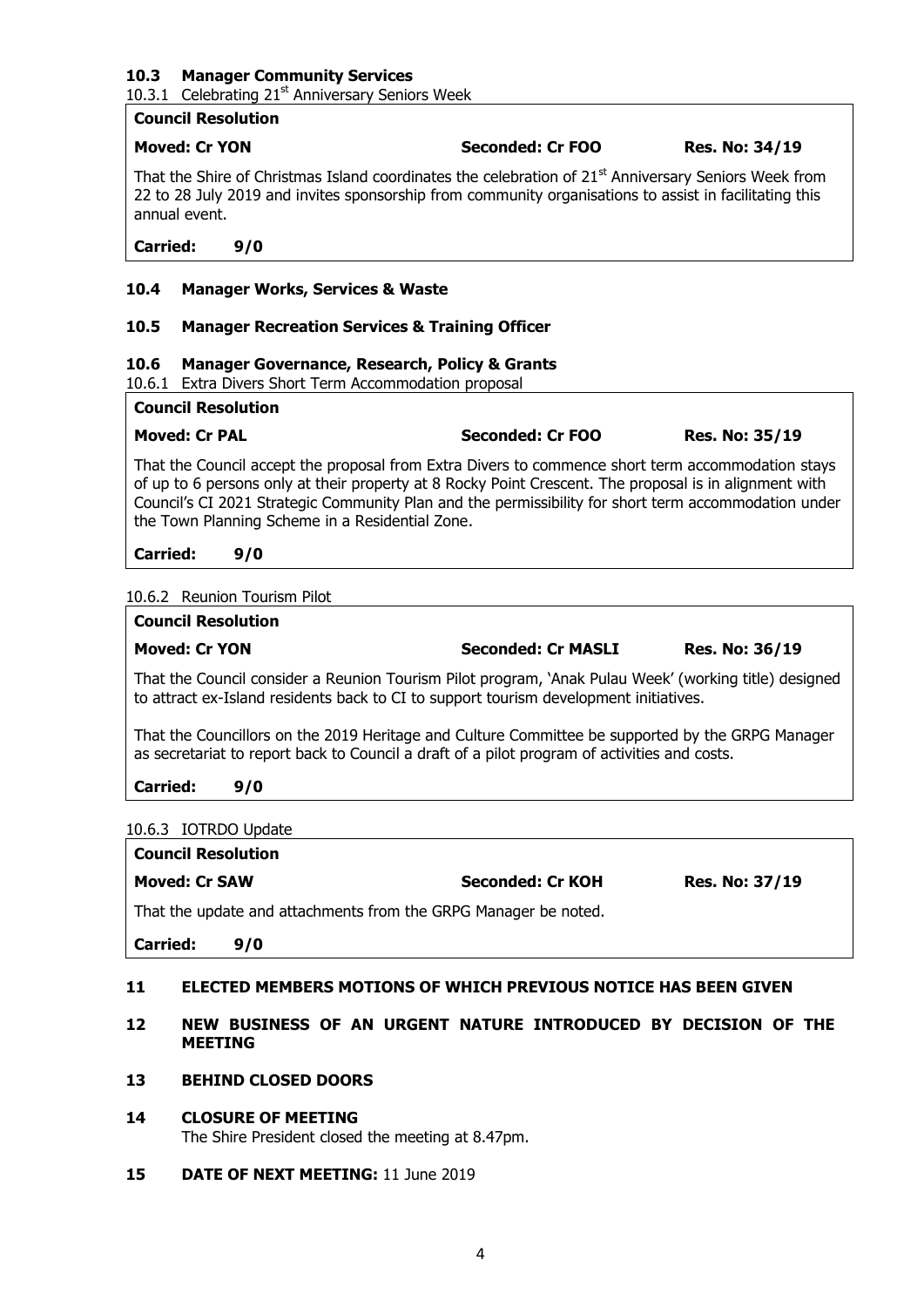### 10.3 Manager Community Services

10.3.1 Celebrating 21st Anniversary Seniors Week

**Council Resolution**

**Moved: Cr YON** **Seconded: Cr FOO** **Res. No: 34/19**

That the Shire of Christmas Island coordinates the celebration of 21st Anniversary Seniors Week from 22 to 28 July 2019 and invites sponsorship from community organisations to assist in facilitating this annual event.

**Carried: 9/0**

### 10.4 Manager Works, Services & Waste

### 10.5 Manager Recreation Services & Training Officer

### 10.6 Manager Governance, Research, Policy & Grants

10.6.1 Extra Divers Short Term Accommodation proposal

**Council Resolution**

**Moved: Cr PAL** **Seconded: Cr FOO** **Res. No: 35/19**

That the Council accept the proposal from Extra Divers to commence short term accommodation stays of up to 6 persons only at their property at 8 Rocky Point Crescent. The proposal is in alignment with Council's CI 2021 Strategic Community Plan and the permissibility for short term accommodation under the Town Planning Scheme in a Residential Zone.

**Carried: 9/0**

10.6.2 Reunion Tourism Pilot

**Council Resolution**

**Moved: Cr YON** **Seconded: Cr MASLI** **Res. No: 36/19**

That the Council consider a Reunion Tourism Pilot program, 'Anak Pulau Week' (working title) designed to attract ex-Island residents back to CI to support tourism development initiatives.

That the Councillors on the 2019 Heritage and Culture Committee be supported by the GRPG Manager as secretariat to report back to Council a draft of a pilot program of activities and costs.

**Carried: 9/0**

10.6.3 IOTRDO Update

**Council Resolution**

**Moved: Cr SAW** **Seconded: Cr KOH** **Res. No: 37/19**

That the update and attachments from the GRPG Manager be noted.

**Carried: 9/0**

## 11 ELECTED MEMBERS MOTIONS OF WHICH PREVIOUS NOTICE HAS BEEN GIVEN

## 12 NEW BUSINESS OF AN URGENT NATURE INTRODUCED BY DECISION OF THE MEETING

## 13 BEHIND CLOSED DOORS

## 14 CLOSURE OF MEETING

The Shire President closed the meeting at 8.47pm.

## 15 DATE OF NEXT MEETING: 11 June 2019